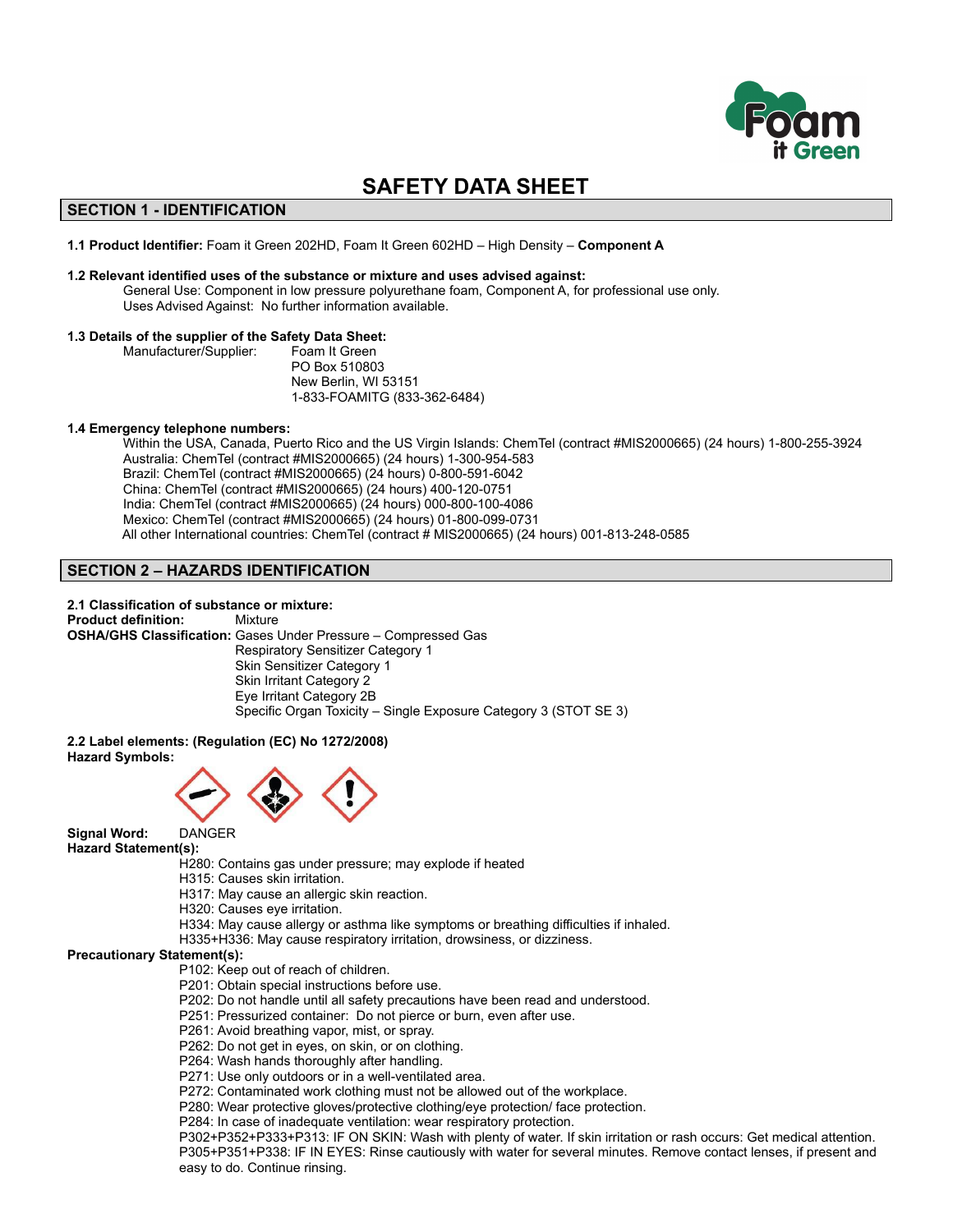# SAFETY DATA SHEET

## SECTION 1 - IDENTIFICATION

**1.1 Product Identifier:** Foam it Green 202HD, Foam It Green 602HD – High Density – **Component A**

**1.2 Relevant identified uses of the substance or mixture and uses advised against:**

General Use: Component in low pressure polyurethane foam, Component A, for professional use only.
Uses Advised Against: No further information available.

**1.3 Details of the supplier of the Safety Data Sheet:**

Manufacturer/Supplier: Foam It Green
PO Box 510803
New Berlin, WI 53151
1-833-FOAMITG (833-362-6484)

**1.4 Emergency telephone numbers:**

Within the USA, Canada, Puerto Rico and the US Virgin Islands: ChemTel (contract #MIS2000665) (24 hours) 1-800-255-3924
Australia: ChemTel (contract #MIS2000665) (24 hours) 1-300-954-583
Brazil: ChemTel (contract #MIS2000665) (24 hours) 0-800-591-6042
China: ChemTel (contract #MIS2000665) (24 hours) 400-120-0751
India: ChemTel (contract #MIS2000665) (24 hours) 000-800-100-4086
Mexico: ChemTel (contract #MIS2000665) (24 hours) 01-800-099-0731
All other International countries: ChemTel (contract # MIS2000665) (24 hours) 001-813-248-0585

## SECTION 2 – HAZARDS IDENTIFICATION

**2.1 Classification of substance or mixture:**

**Product definition:** Mixture

**OSHA/GHS Classification:** Gases Under Pressure – Compressed Gas
Respiratory Sensitizer Category 1
Skin Sensitizer Category 1
Skin Irritant Category 2
Eye Irritant Category 2B
Specific Organ Toxicity – Single Exposure Category 3 (STOT SE 3)

**2.2 Label elements: (Regulation (EC) No 1272/2008)**

**Hazard Symbols:**

**Signal Word:** DANGER

**Hazard Statement(s):**

H280: Contains gas under pressure; may explode if heated
H315: Causes skin irritation.
H317: May cause an allergic skin reaction.
H320: Causes eye irritation.
H334: May cause allergy or asthma like symptoms or breathing difficulties if inhaled.
H335+H336: May cause respiratory irritation, drowsiness, or dizziness.

**Precautionary Statement(s):**

P102: Keep out of reach of children.
P201: Obtain special instructions before use.
P202: Do not handle until all safety precautions have been read and understood.
P251: Pressurized container: Do not pierce or burn, even after use.
P261: Avoid breathing vapor, mist, or spray.
P262: Do not get in eyes, on skin, or on clothing.
P264: Wash hands thoroughly after handling.
P271: Use only outdoors or in a well-ventilated area.
P272: Contaminated work clothing must not be allowed out of the workplace.
P280: Wear protective gloves/protective clothing/eye protection/ face protection.
P284: In case of inadequate ventilation: wear respiratory protection.
P302+P352+P333+P313: IF ON SKIN: Wash with plenty of water. If skin irritation or rash occurs: Get medical attention.
P305+P351+P338: IF IN EYES: Rinse cautiously with water for several minutes. Remove contact lenses, if present and easy to do. Continue rinsing.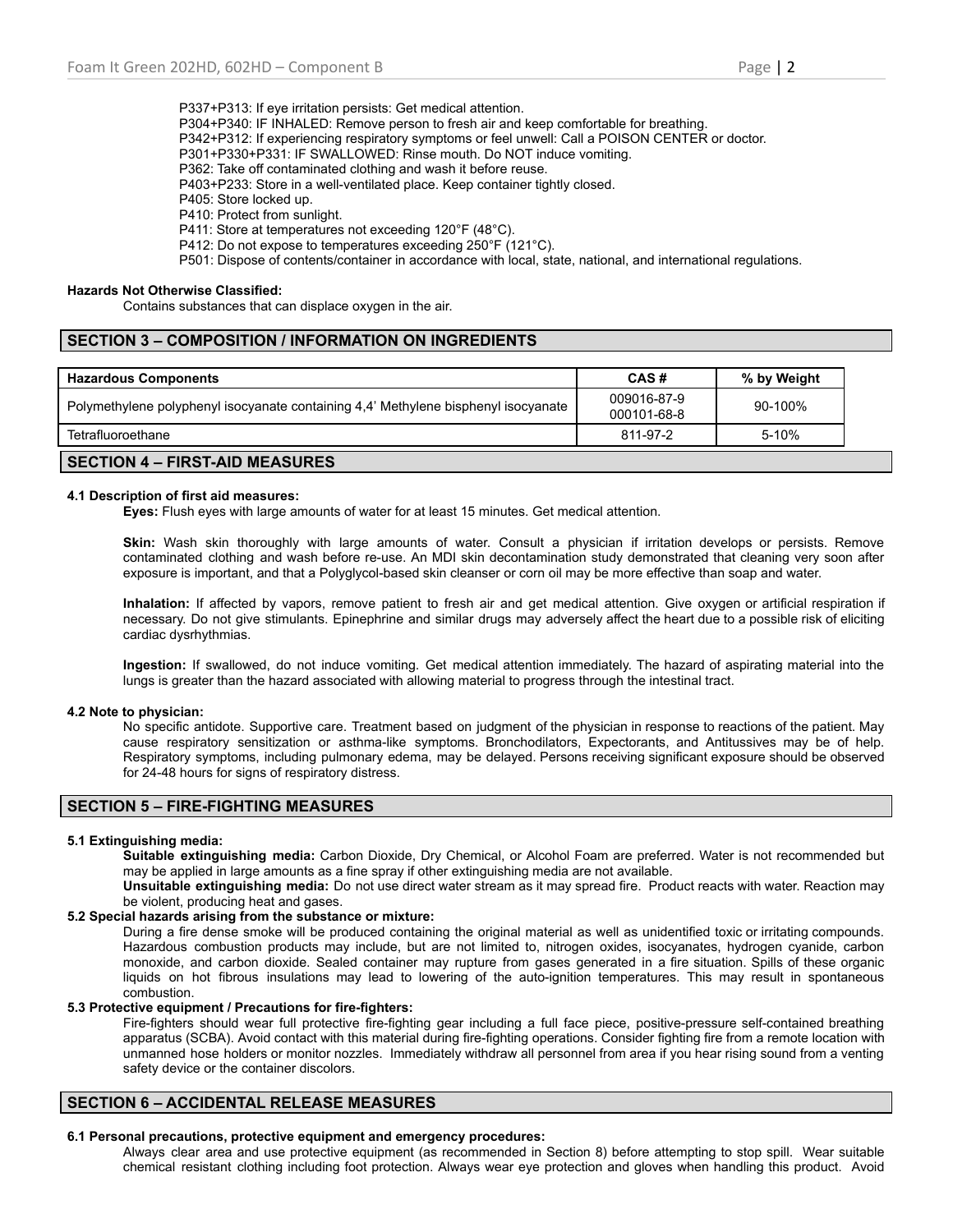P337+P313: If eye irritation persists: Get medical attention.
P304+P340: IF INHALED: Remove person to fresh air and keep comfortable for breathing.
P342+P312: If experiencing respiratory symptoms or feel unwell: Call a POISON CENTER or doctor.
P301+P330+P331: IF SWALLOWED: Rinse mouth. Do NOT induce vomiting.
P362: Take off contaminated clothing and wash it before reuse.
P403+P233: Store in a well-ventilated place. Keep container tightly closed.
P405: Store locked up.
P410: Protect from sunlight.
P411: Store at temperatures not exceeding 120°F (48°C).
P412: Do not expose to temperatures exceeding 250°F (121°C).
P501: Dispose of contents/container in accordance with local, state, national, and international regulations.

**Hazards Not Otherwise Classified:**
Contains substances that can displace oxygen in the air.

## SECTION 3 – COMPOSITION / INFORMATION ON INGREDIENTS

| Hazardous Components | CAS # | % by Weight |
|---|---|---|
| Polymethylene polyphenyl isocyanate containing 4,4' Methylene bisphenyl isocyanate | 009016-87-9 000101-68-8 | 90-100% |
| Tetrafluoroethane | 811-97-2 | 5-10% |

## SECTION 4 – FIRST-AID MEASURES

**4.1 Description of first aid measures:**

**Eyes:** Flush eyes with large amounts of water for at least 15 minutes. Get medical attention.

**Skin:** Wash skin thoroughly with large amounts of water. Consult a physician if irritation develops or persists. Remove contaminated clothing and wash before re-use. An MDI skin decontamination study demonstrated that cleaning very soon after exposure is important, and that a Polyglycol-based skin cleanser or corn oil may be more effective than soap and water.

**Inhalation:** If affected by vapors, remove patient to fresh air and get medical attention. Give oxygen or artificial respiration if necessary. Do not give stimulants. Epinephrine and similar drugs may adversely affect the heart due to a possible risk of eliciting cardiac dysrhythmias.

**Ingestion:** If swallowed, do not induce vomiting. Get medical attention immediately. The hazard of aspirating material into the lungs is greater than the hazard associated with allowing material to progress through the intestinal tract.

**4.2 Note to physician:**

No specific antidote. Supportive care. Treatment based on judgment of the physician in response to reactions of the patient. May cause respiratory sensitization or asthma-like symptoms. Bronchodilators, Expectorants, and Antitussives may be of help. Respiratory symptoms, including pulmonary edema, may be delayed. Persons receiving significant exposure should be observed for 24-48 hours for signs of respiratory distress.

## SECTION 5 – FIRE-FIGHTING MEASURES

**5.1 Extinguishing media:**

**Suitable extinguishing media:** Carbon Dioxide, Dry Chemical, or Alcohol Foam are preferred. Water is not recommended but may be applied in large amounts as a fine spray if other extinguishing media are not available.

**Unsuitable extinguishing media:** Do not use direct water stream as it may spread fire. Product reacts with water. Reaction may be violent, producing heat and gases.

**5.2 Special hazards arising from the substance or mixture:**

During a fire dense smoke will be produced containing the original material as well as unidentified toxic or irritating compounds. Hazardous combustion products may include, but are not limited to, nitrogen oxides, isocyanates, hydrogen cyanide, carbon monoxide, and carbon dioxide. Sealed container may rupture from gases generated in a fire situation. Spills of these organic liquids on hot fibrous insulations may lead to lowering of the auto-ignition temperatures. This may result in spontaneous combustion.

**5.3 Protective equipment / Precautions for fire-fighters:**

Fire-fighters should wear full protective fire-fighting gear including a full face piece, positive-pressure self-contained breathing apparatus (SCBA). Avoid contact with this material during fire-fighting operations. Consider fighting fire from a remote location with unmanned hose holders or monitor nozzles. Immediately withdraw all personnel from area if you hear rising sound from a venting safety device or the container discolors.

## SECTION 6 – ACCIDENTAL RELEASE MEASURES

**6.1 Personal precautions, protective equipment and emergency procedures:**

Always clear area and use protective equipment (as recommended in Section 8) before attempting to stop spill. Wear suitable chemical resistant clothing including foot protection. Always wear eye protection and gloves when handling this product. Avoid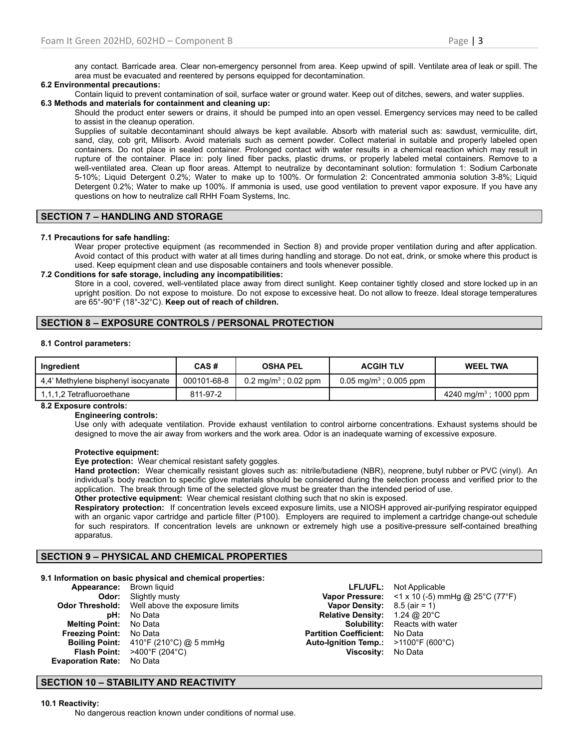any contact. Barricade area. Clear non-emergency personnel from area. Keep upwind of spill. Ventilate area of leak or spill. The area must be evacuated and reentered by persons equipped for decontamination.

**6.2 Environmental precautions:**

Contain liquid to prevent contamination of soil, surface water or ground water. Keep out of ditches, sewers, and water supplies.

**6.3 Methods and materials for containment and cleaning up:**

Should the product enter sewers or drains, it should be pumped into an open vessel. Emergency services may need to be called to assist in the cleanup operation.

Supplies of suitable decontaminant should always be kept available. Absorb with material such as: sawdust, vermiculite, dirt, sand, clay, cob grit, Milisorb. Avoid materials such as cement powder. Collect material in suitable and properly labeled open containers. Do not place in sealed container. Prolonged contact with water results in a chemical reaction which may result in rupture of the container. Place in: poly lined fiber packs, plastic drums, or properly labeled metal containers. Remove to a well-ventilated area. Clean up floor areas. Attempt to neutralize by decontaminant solution: formulation 1: Sodium Carbonate 5-10%; Liquid Detergent 0.2%; Water to make up to 100%. Or formulation 2: Concentrated ammonia solution 3-8%; Liquid Detergent 0.2%; Water to make up 100%. If ammonia is used, use good ventilation to prevent vapor exposure. If you have any questions on how to neutralize call RHH Foam Systems, Inc.

## SECTION 7 – HANDLING AND STORAGE

**7.1 Precautions for safe handling:**

Wear proper protective equipment (as recommended in Section 8) and provide proper ventilation during and after application. Avoid contact of this product with water at all times during handling and storage. Do not eat, drink, or smoke where this product is used. Keep equipment clean and use disposable containers and tools whenever possible.

**7.2 Conditions for safe storage, including any incompatibilities:**

Store in a cool, covered, well-ventilated place away from direct sunlight. Keep container tightly closed and store locked up in an upright position. Do not expose to moisture. Do not expose to excessive heat. Do not allow to freeze. Ideal storage temperatures are 65°-90°F (18°-32°C). **Keep out of reach of children.**

## SECTION 8 – EXPOSURE CONTROLS / PERSONAL PROTECTION

**8.1 Control parameters:**

| Ingredient | CAS # | OSHA PEL | ACGIH TLV | WEEL TWA |
|---|---|---|---|---|
| 4,4' Methylene bisphenyl isocyanate | 000101-68-8 | 0.2 mg/m$^3$ ; 0.02 ppm | 0.05 mg/m$^3$ ; 0.005 ppm | |
| 1,1,1,2 Tetrafluoroethane | 811-97-2 | | | 4240 mg/m$^3$ ; 1000 ppm |

**8.2 Exposure controls:**

**Engineering controls:**

Use only with adequate ventilation. Provide exhaust ventilation to control airborne concentrations. Exhaust systems should be designed to move the air away from workers and the work area. Odor is an inadequate warning of excessive exposure.

**Protective equipment:**

**Eye protection:** Wear chemical resistant safety goggles.

**Hand protection:** Wear chemically resistant gloves such as: nitrile/butadiene (NBR), neoprene, butyl rubber or PVC (vinyl). An individual's body reaction to specific glove materials should be considered during the selection process and verified prior to the application. The break through time of the selected glove must be greater than the intended period of use.

**Other protective equipment:** Wear chemical resistant clothing such that no skin is exposed.

**Respiratory protection:** If concentration levels exceed exposure limits, use a NIOSH approved air-purifying respirator equipped with an organic vapor cartridge and particle filter (P100). Employers are required to implement a cartridge change-out schedule for such respirators. If concentration levels are unknown or extremely high use a positive-pressure self-contained breathing apparatus.

## SECTION 9 – PHYSICAL AND CHEMICAL PROPERTIES

**9.1 Information on basic physical and chemical properties:**

**Appearance:** Brown liquid
**Odor:** Slightly musty
**Odor Threshold:** Well above the exposure limits
**pH:** No Data
**Melting Point:** No Data
**Freezing Point:** No Data
**Boiling Point:** 410°F (210°C) @ 5 mmHg
**Flash Point:** >400°F (204°C)
**Evaporation Rate:** No Data
**LFL/UFL:** Not Applicable
**Vapor Pressure:** <1 x 10 (-5) mmHg @ 25°C (77°F)
**Vapor Density:** 8.5 (air = 1)
**Relative Density:** 1.24 @ 20°C
**Solubility:** Reacts with water
**Partition Coefficient:** No Data
**Auto-Ignition Temp.:** >1100°F (600°C)
**Viscosity:** No Data

## SECTION 10 – STABILITY AND REACTIVITY

**10.1 Reactivity:**

No dangerous reaction known under conditions of normal use.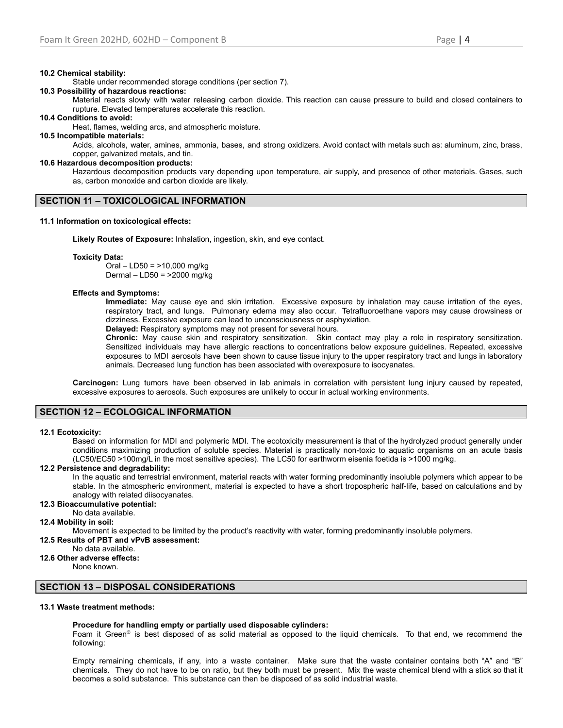**10.2 Chemical stability:**

Stable under recommended storage conditions (per section 7).

**10.3 Possibility of hazardous reactions:**

Material reacts slowly with water releasing carbon dioxide. This reaction can cause pressure to build and closed containers to rupture. Elevated temperatures accelerate this reaction.

**10.4 Conditions to avoid:**

Heat, flames, welding arcs, and atmospheric moisture.

**10.5 Incompatible materials:**

Acids, alcohols, water, amines, ammonia, bases, and strong oxidizers. Avoid contact with metals such as: aluminum, zinc, brass, copper, galvanized metals, and tin.

**10.6 Hazardous decomposition products:**

Hazardous decomposition products vary depending upon temperature, air supply, and presence of other materials. Gases, such as, carbon monoxide and carbon dioxide are likely.

## SECTION 11 – TOXICOLOGICAL INFORMATION

**11.1 Information on toxicological effects:**

**Likely Routes of Exposure:** Inhalation, ingestion, skin, and eye contact.

**Toxicity Data:**

Oral – LD50 = >10,000 mg/kg
Dermal – LD50 = >2000 mg/kg

**Effects and Symptoms:**

**Immediate:** May cause eye and skin irritation. Excessive exposure by inhalation may cause irritation of the eyes, respiratory tract, and lungs. Pulmonary edema may also occur. Tetrafluoroethane vapors may cause drowsiness or dizziness. Excessive exposure can lead to unconsciousness or asphyxiation.

**Delayed:** Respiratory symptoms may not present for several hours.

**Chronic:** May cause skin and respiratory sensitization. Skin contact may play a role in respiratory sensitization. Sensitized individuals may have allergic reactions to concentrations below exposure guidelines. Repeated, excessive exposures to MDI aerosols have been shown to cause tissue injury to the upper respiratory tract and lungs in laboratory animals. Decreased lung function has been associated with overexposure to isocyanates.

**Carcinogen:** Lung tumors have been observed in lab animals in correlation with persistent lung injury caused by repeated, excessive exposures to aerosols. Such exposures are unlikely to occur in actual working environments.

## SECTION 12 – ECOLOGICAL INFORMATION

**12.1 Ecotoxicity:**

Based on information for MDI and polymeric MDI. The ecotoxicity measurement is that of the hydrolyzed product generally under conditions maximizing production of soluble species. Material is practically non-toxic to aquatic organisms on an acute basis (LC50/EC50 >100mg/L in the most sensitive species). The LC50 for earthworm eisenia foetida is >1000 mg/kg.

**12.2 Persistence and degradability:**

In the aquatic and terrestrial environment, material reacts with water forming predominantly insoluble polymers which appear to be stable. In the atmospheric environment, material is expected to have a short tropospheric half-life, based on calculations and by analogy with related diisocyanates.

**12.3 Bioaccumulative potential:**

No data available.

**12.4 Mobility in soil:**

Movement is expected to be limited by the product's reactivity with water, forming predominantly insoluble polymers.

**12.5 Results of PBT and vPvB assessment:**

No data available.

**12.6 Other adverse effects:**

None known.

## SECTION 13 – DISPOSAL CONSIDERATIONS

**13.1 Waste treatment methods:**

**Procedure for handling empty or partially used disposable cylinders:**

Foam it Green® is best disposed of as solid material as opposed to the liquid chemicals. To that end, we recommend the following:

Empty remaining chemicals, if any, into a waste container. Make sure that the waste container contains both "A" and "B" chemicals. They do not have to be on ratio, but they both must be present. Mix the waste chemical blend with a stick so that it becomes a solid substance. This substance can then be disposed of as solid industrial waste.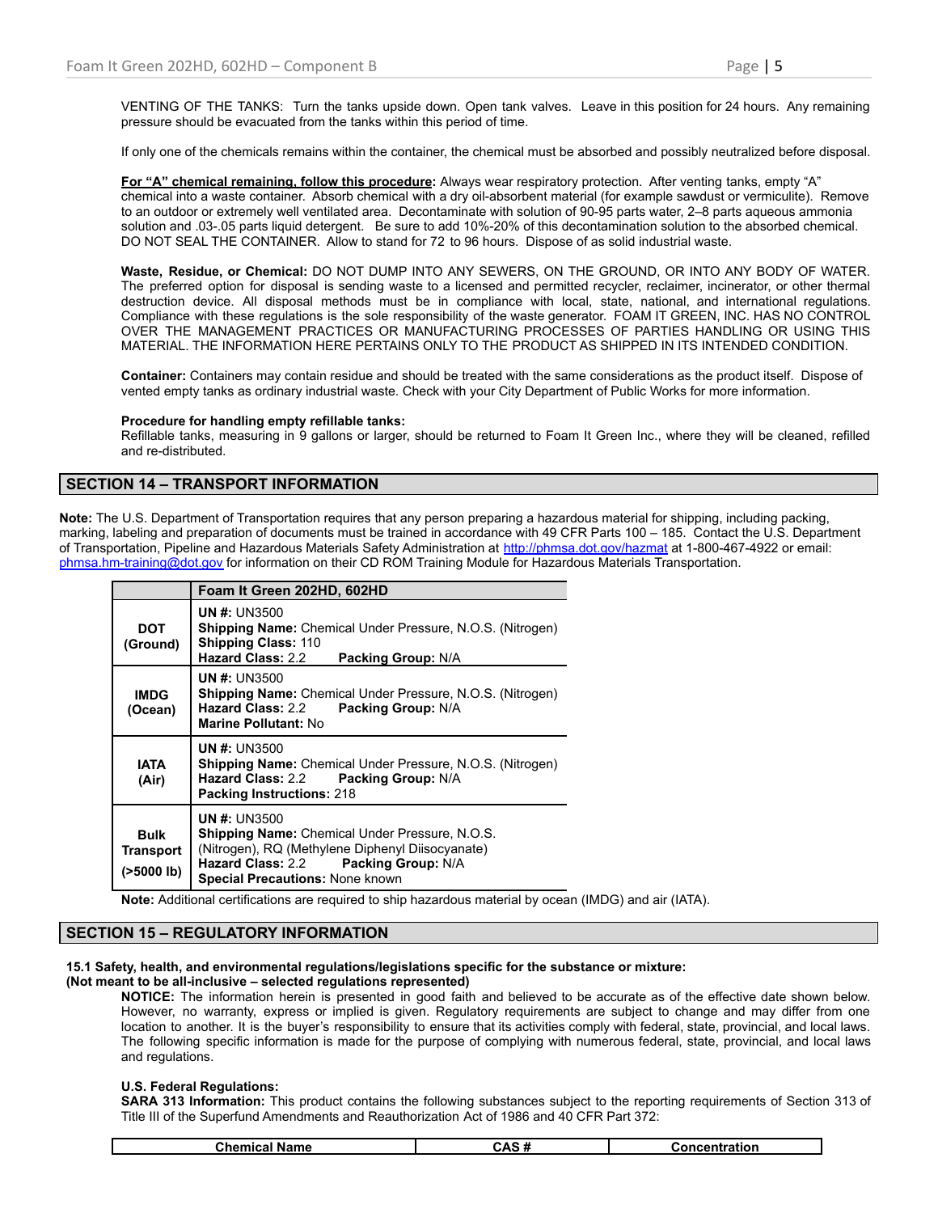VENTING OF THE TANKS: Turn the tanks upside down. Open tank valves. Leave in this position for 24 hours. Any remaining pressure should be evacuated from the tanks within this period of time.

If only one of the chemicals remains within the container, the chemical must be absorbed and possibly neutralized before disposal.

**For "A" chemical remaining, follow this procedure:** Always wear respiratory protection. After venting tanks, empty "A" chemical into a waste container. Absorb chemical with a dry oil-absorbent material (for example sawdust or vermiculite). Remove to an outdoor or extremely well ventilated area. Decontaminate with solution of 90-95 parts water, 2–8 parts aqueous ammonia solution and .03-.05 parts liquid detergent. Be sure to add 10%-20% of this decontamination solution to the absorbed chemical. DO NOT SEAL THE CONTAINER. Allow to stand for 72 to 96 hours. Dispose of as solid industrial waste.

**Waste, Residue, or Chemical:** DO NOT DUMP INTO ANY SEWERS, ON THE GROUND, OR INTO ANY BODY OF WATER. The preferred option for disposal is sending waste to a licensed and permitted recycler, reclaimer, incinerator, or other thermal destruction device. All disposal methods must be in compliance with local, state, national, and international regulations. Compliance with these regulations is the sole responsibility of the waste generator. FOAM IT GREEN, INC. HAS NO CONTROL OVER THE MANAGEMENT PRACTICES OR MANUFACTURING PROCESSES OF PARTIES HANDLING OR USING THIS MATERIAL. THE INFORMATION HERE PERTAINS ONLY TO THE PRODUCT AS SHIPPED IN ITS INTENDED CONDITION.

**Container:** Containers may contain residue and should be treated with the same considerations as the product itself. Dispose of vented empty tanks as ordinary industrial waste. Check with your City Department of Public Works for more information.

**Procedure for handling empty refillable tanks:**
Refillable tanks, measuring in 9 gallons or larger, should be returned to Foam It Green Inc., where they will be cleaned, refilled and re-distributed.

## SECTION 14 – TRANSPORT INFORMATION

**Note:** The U.S. Department of Transportation requires that any person preparing a hazardous material for shipping, including packing, marking, labeling and preparation of documents must be trained in accordance with 49 CFR Parts 100 – 185. Contact the U.S. Department of Transportation, Pipeline and Hazardous Materials Safety Administration at http://phmsa.dot.gov/hazmat at 1-800-467-4922 or email: phmsa.hm-training@dot.gov for information on their CD ROM Training Module for Hazardous Materials Transportation.

| | Foam It Green 202HD, 602HD |
|---|---|
| **DOT (Ground)** | **UN #:** UN3500<br>**Shipping Name:** Chemical Under Pressure, N.O.S. (Nitrogen)<br>**Shipping Class:** 110<br>**Hazard Class:** 2.2 **Packing Group:** N/A |
| **IMDG (Ocean)** | **UN #:** UN3500<br>**Shipping Name:** Chemical Under Pressure, N.O.S. (Nitrogen)<br>**Hazard Class:** 2.2 **Packing Group:** N/A<br>**Marine Pollutant:** No |
| **IATA (Air)** | **UN #:** UN3500<br>**Shipping Name:** Chemical Under Pressure, N.O.S. (Nitrogen)<br>**Hazard Class:** 2.2 **Packing Group:** N/A<br>**Packing Instructions:** 218 |
| **Bulk Transport (>5000 lb)** | **UN #:** UN3500<br>**Shipping Name:** Chemical Under Pressure, N.O.S. (Nitrogen), RQ (Methylene Diphenyl Diisocyanate)<br>**Hazard Class:** 2.2 **Packing Group:** N/A<br>**Special Precautions:** None known |

**Note:** Additional certifications are required to ship hazardous material by ocean (IMDG) and air (IATA).

## SECTION 15 – REGULATORY INFORMATION

**15.1 Safety, health, and environmental regulations/legislations specific for the substance or mixture:**
**(Not meant to be all-inclusive – selected regulations represented)**

**NOTICE:** The information herein is presented in good faith and believed to be accurate as of the effective date shown below. However, no warranty, express or implied is given. Regulatory requirements are subject to change and may differ from one location to another. It is the buyer's responsibility to ensure that its activities comply with federal, state, provincial, and local laws. The following specific information is made for the purpose of complying with numerous federal, state, provincial, and local laws and regulations.

**U.S. Federal Regulations:**
**SARA 313 Information:** This product contains the following substances subject to the reporting requirements of Section 313 of Title III of the Superfund Amendments and Reauthorization Act of 1986 and 40 CFR Part 372:

| Chemical Name | CAS # | Concentration |
|---|---|---|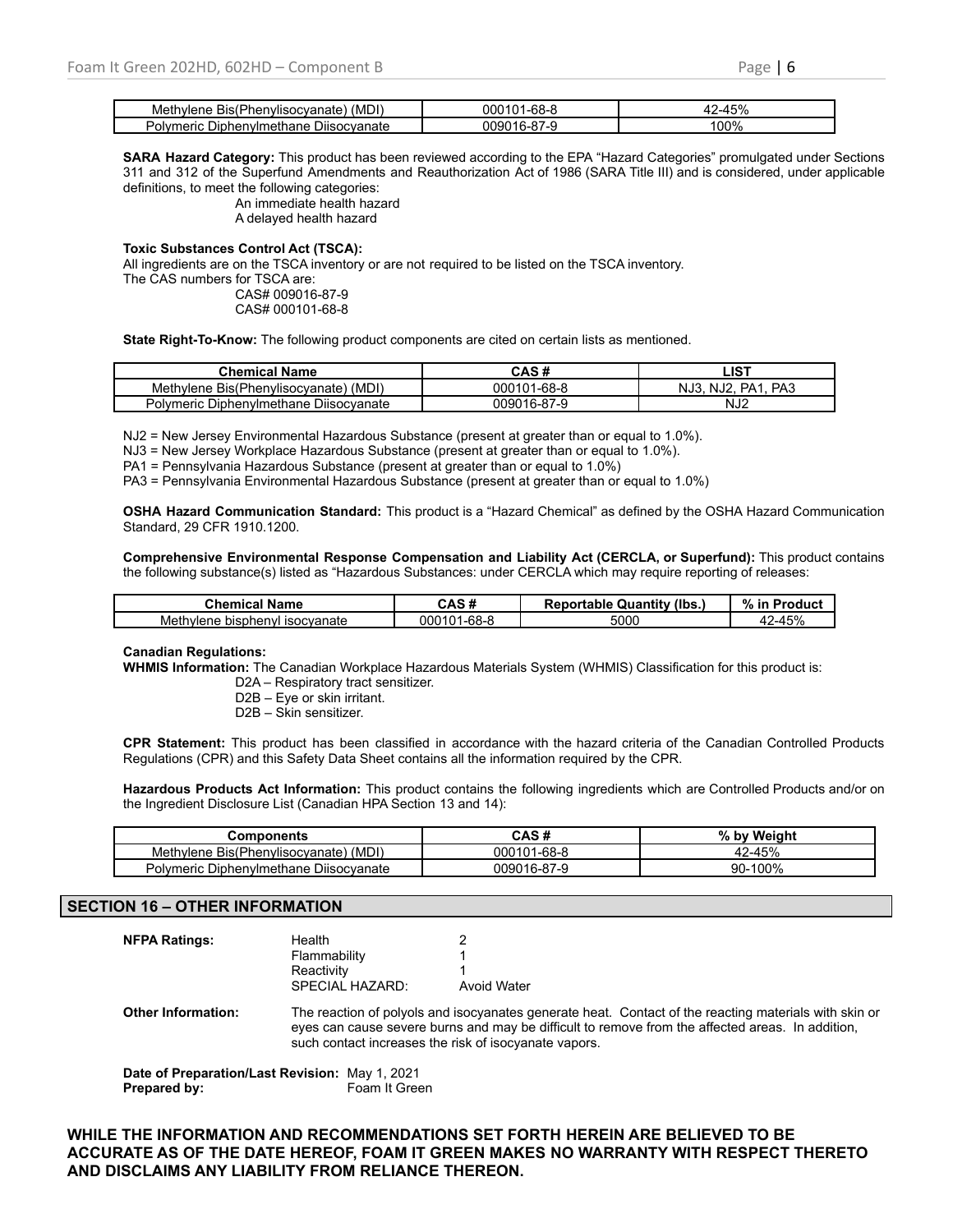| Methylene Bis(Phenylisocyanate) (MDI) | 000101-68-8 | 42-45% |
|---|---|---|
| Polymeric Diphenylmethane Diisocyanate | 009016-87-9 | 100% |

**SARA Hazard Category:** This product has been reviewed according to the EPA "Hazard Categories" promulgated under Sections 311 and 312 of the Superfund Amendments and Reauthorization Act of 1986 (SARA Title III) and is considered, under applicable definitions, to meet the following categories:

An immediate health hazard
A delayed health hazard

**Toxic Substances Control Act (TSCA):**
All ingredients are on the TSCA inventory or are not required to be listed on the TSCA inventory.
The CAS numbers for TSCA are:

CAS# 009016-87-9
CAS# 000101-68-8

**State Right-To-Know:** The following product components are cited on certain lists as mentioned.

| Chemical Name | CAS # | LIST |
|---|---|---|
| Methylene Bis(Phenylisocyanate) (MDI) | 000101-68-8 | NJ3, NJ2, PA1, PA3 |
| Polymeric Diphenylmethane Diisocyanate | 009016-87-9 | NJ2 |

NJ2 = New Jersey Environmental Hazardous Substance (present at greater than or equal to 1.0%).
NJ3 = New Jersey Workplace Hazardous Substance (present at greater than or equal to 1.0%).
PA1 = Pennsylvania Hazardous Substance (present at greater than or equal to 1.0%)
PA3 = Pennsylvania Environmental Hazardous Substance (present at greater than or equal to 1.0%)

**OSHA Hazard Communication Standard:** This product is a "Hazard Chemical" as defined by the OSHA Hazard Communication Standard, 29 CFR 1910.1200.

**Comprehensive Environmental Response Compensation and Liability Act (CERCLA, or Superfund):** This product contains the following substance(s) listed as "Hazardous Substances: under CERCLA which may require reporting of releases:

| Chemical Name | CAS # | Reportable Quantity (lbs.) | % in Product |
|---|---|---|---|
| Methylene bisphenyl isocyanate | 000101-68-8 | 5000 | 42-45% |

**Canadian Regulations:**
**WHMIS Information:** The Canadian Workplace Hazardous Materials System (WHMIS) Classification for this product is:

D2A – Respiratory tract sensitizer.
D2B – Eye or skin irritant.
D2B – Skin sensitizer.

**CPR Statement:** This product has been classified in accordance with the hazard criteria of the Canadian Controlled Products Regulations (CPR) and this Safety Data Sheet contains all the information required by the CPR.

**Hazardous Products Act Information:** This product contains the following ingredients which are Controlled Products and/or on the Ingredient Disclosure List (Canadian HPA Section 13 and 14):

| Components | CAS # | % by Weight |
|---|---|---|
| Methylene Bis(Phenylisocyanate) (MDI) | 000101-68-8 | 42-45% |
| Polymeric Diphenylmethane Diisocyanate | 009016-87-9 | 90-100% |

## SECTION 16 – OTHER INFORMATION

**NFPA Ratings:**

| | |
|---|---|
| Health | 2 |
| Flammability | 1 |
| Reactivity | 1 |
| SPECIAL HAZARD: | Avoid Water |

**Other Information:** The reaction of polyols and isocyanates generate heat. Contact of the reacting materials with skin or eyes can cause severe burns and may be difficult to remove from the affected areas. In addition, such contact increases the risk of isocyanate vapors.

**Date of Preparation/Last Revision:** May 1, 2021
**Prepared by:** Foam It Green

**WHILE THE INFORMATION AND RECOMMENDATIONS SET FORTH HEREIN ARE BELIEVED TO BE ACCURATE AS OF THE DATE HEREOF, FOAM IT GREEN MAKES NO WARRANTY WITH RESPECT THERETO AND DISCLAIMS ANY LIABILITY FROM RELIANCE THEREON.**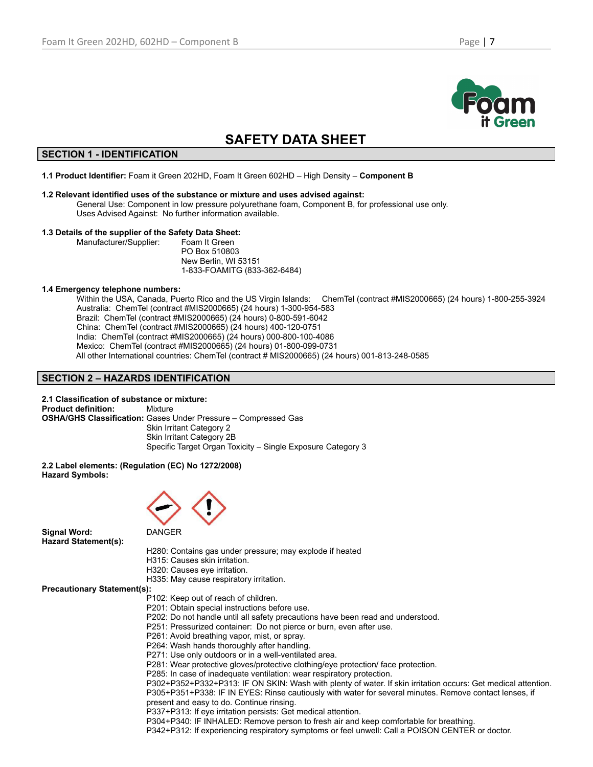# SAFETY DATA SHEET

## SECTION 1 - IDENTIFICATION

**1.1 Product Identifier:** Foam it Green 202HD, Foam It Green 602HD – High Density – **Component B**

**1.2 Relevant identified uses of the substance or mixture and uses advised against:**

General Use: Component in low pressure polyurethane foam, Component B, for professional use only.
Uses Advised Against: No further information available.

**1.3 Details of the supplier of the Safety Data Sheet:**

Manufacturer/Supplier: Foam It Green
PO Box 510803
New Berlin, WI 53151
1-833-FOAMITG (833-362-6484)

**1.4 Emergency telephone numbers:**

Within the USA, Canada, Puerto Rico and the US Virgin Islands: ChemTel (contract #MIS2000665) (24 hours) 1-800-255-3924
Australia: ChemTel (contract #MIS2000665) (24 hours) 1-300-954-583
Brazil: ChemTel (contract #MIS2000665) (24 hours) 0-800-591-6042
China: ChemTel (contract #MIS2000665) (24 hours) 400-120-0751
India: ChemTel (contract #MIS2000665) (24 hours) 000-800-100-4086
Mexico: ChemTel (contract #MIS2000665) (24 hours) 01-800-099-0731
All other International countries: ChemTel (contract # MIS2000665) (24 hours) 001-813-248-0585

## SECTION 2 – HAZARDS IDENTIFICATION

**2.1 Classification of substance or mixture:**

**Product definition:** Mixture
**OSHA/GHS Classification:** Gases Under Pressure – Compressed Gas
Skin Irritant Category 2
Skin Irritant Category 2B
Specific Target Organ Toxicity – Single Exposure Category 3

**2.2 Label elements: (Regulation (EC) No 1272/2008)**
**Hazard Symbols:**

**Signal Word:** DANGER

**Hazard Statement(s):**

H280: Contains gas under pressure; may explode if heated
H315: Causes skin irritation.
H320: Causes eye irritation.
H335: May cause respiratory irritation.

**Precautionary Statement(s):**

P102: Keep out of reach of children.
P201: Obtain special instructions before use.
P202: Do not handle until all safety precautions have been read and understood.
P251: Pressurized container: Do not pierce or burn, even after use.
P261: Avoid breathing vapor, mist, or spray.
P264: Wash hands thoroughly after handling.
P271: Use only outdoors or in a well-ventilated area.
P281: Wear protective gloves/protective clothing/eye protection/ face protection.
P285: In case of inadequate ventilation: wear respiratory protection.
P302+P352+P332+P313: IF ON SKIN: Wash with plenty of water. If skin irritation occurs: Get medical attention.
P305+P351+P338: IF IN EYES: Rinse cautiously with water for several minutes. Remove contact lenses, if present and easy to do. Continue rinsing.
P337+P313: If eye irritation persists: Get medical attention.
P304+P340: IF INHALED: Remove person to fresh air and keep comfortable for breathing.
P342+P312: If experiencing respiratory symptoms or feel unwell: Call a POISON CENTER or doctor.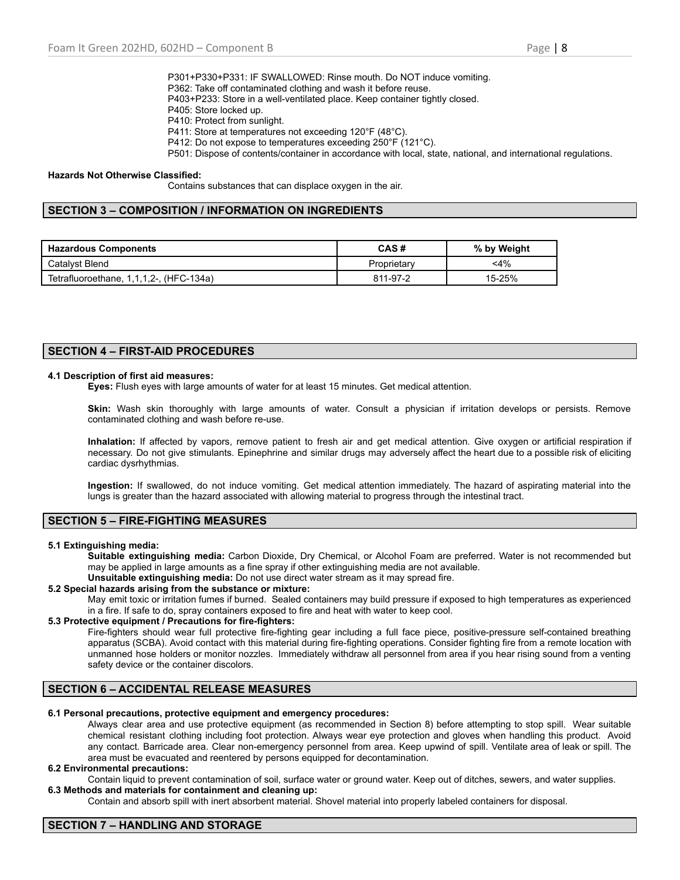P301+P330+P331: IF SWALLOWED: Rinse mouth. Do NOT induce vomiting.
P362: Take off contaminated clothing and wash it before reuse.
P403+P233: Store in a well-ventilated place. Keep container tightly closed.
P405: Store locked up.
P410: Protect from sunlight.
P411: Store at temperatures not exceeding 120°F (48°C).
P412: Do not expose to temperatures exceeding 250°F (121°C).
P501: Dispose of contents/container in accordance with local, state, national, and international regulations.

**Hazards Not Otherwise Classified:**

Contains substances that can displace oxygen in the air.

## SECTION 3 – COMPOSITION / INFORMATION ON INGREDIENTS

| Hazardous Components | CAS # | % by Weight |
|---|---|---|
| Catalyst Blend | Proprietary | <4% |
| Tetrafluoroethane, 1,1,1,2-, (HFC-134a) | 811-97-2 | 15-25% |

## SECTION 4 – FIRST-AID PROCEDURES

**4.1 Description of first aid measures:**

**Eyes:** Flush eyes with large amounts of water for at least 15 minutes. Get medical attention.

**Skin:** Wash skin thoroughly with large amounts of water. Consult a physician if irritation develops or persists. Remove contaminated clothing and wash before re-use.

**Inhalation:** If affected by vapors, remove patient to fresh air and get medical attention. Give oxygen or artificial respiration if necessary. Do not give stimulants. Epinephrine and similar drugs may adversely affect the heart due to a possible risk of eliciting cardiac dysrhythmias.

**Ingestion:** If swallowed, do not induce vomiting. Get medical attention immediately. The hazard of aspirating material into the lungs is greater than the hazard associated with allowing material to progress through the intestinal tract.

## SECTION 5 – FIRE-FIGHTING MEASURES

**5.1 Extinguishing media:**

**Suitable extinguishing media:** Carbon Dioxide, Dry Chemical, or Alcohol Foam are preferred. Water is not recommended but may be applied in large amounts as a fine spray if other extinguishing media are not available.

**Unsuitable extinguishing media:** Do not use direct water stream as it may spread fire.

**5.2 Special hazards arising from the substance or mixture:**

May emit toxic or irritation fumes if burned. Sealed containers may build pressure if exposed to high temperatures as experienced in a fire. If safe to do, spray containers exposed to fire and heat with water to keep cool.

**5.3 Protective equipment / Precautions for fire-fighters:**

Fire-fighters should wear full protective fire-fighting gear including a full face piece, positive-pressure self-contained breathing apparatus (SCBA). Avoid contact with this material during fire-fighting operations. Consider fighting fire from a remote location with unmanned hose holders or monitor nozzles. Immediately withdraw all personnel from area if you hear rising sound from a venting safety device or the container discolors.

## SECTION 6 – ACCIDENTAL RELEASE MEASURES

**6.1 Personal precautions, protective equipment and emergency procedures:**

Always clear area and use protective equipment (as recommended in Section 8) before attempting to stop spill. Wear suitable chemical resistant clothing including foot protection. Always wear eye protection and gloves when handling this product. Avoid any contact. Barricade area. Clear non-emergency personnel from area. Keep upwind of spill. Ventilate area of leak or spill. The area must be evacuated and reentered by persons equipped for decontamination.

**6.2 Environmental precautions:**

Contain liquid to prevent contamination of soil, surface water or ground water. Keep out of ditches, sewers, and water supplies.

**6.3 Methods and materials for containment and cleaning up:**

Contain and absorb spill with inert absorbent material. Shovel material into properly labeled containers for disposal.

## SECTION 7 – HANDLING AND STORAGE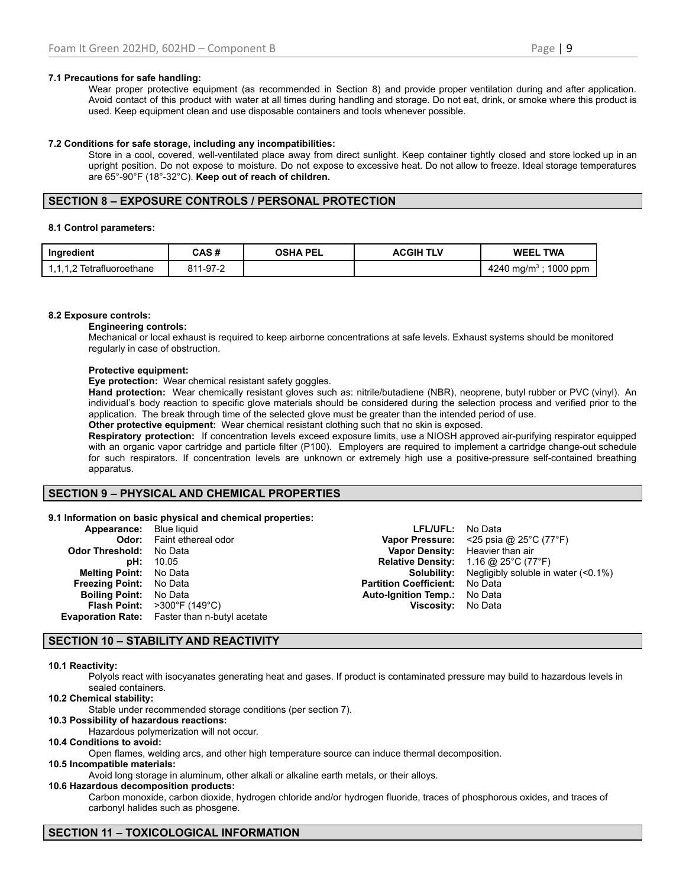**7.1 Precautions for safe handling:**

Wear proper protective equipment (as recommended in Section 8) and provide proper ventilation during and after application. Avoid contact of this product with water at all times during handling and storage. Do not eat, drink, or smoke where this product is used. Keep equipment clean and use disposable containers and tools whenever possible.

**7.2 Conditions for safe storage, including any incompatibilities:**

Store in a cool, covered, well-ventilated place away from direct sunlight. Keep container tightly closed and store locked up in an upright position. Do not expose to moisture. Do not expose to excessive heat. Do not allow to freeze. Ideal storage temperatures are 65°-90°F (18°-32°C). **Keep out of reach of children.**

## SECTION 8 – EXPOSURE CONTROLS / PERSONAL PROTECTION

**8.1 Control parameters:**

| Ingredient | CAS # | OSHA PEL | ACGIH TLV | WEEL TWA |
|---|---|---|---|---|
| 1,1,1,2 Tetrafluoroethane | 811-97-2 | | | 4240 mg/m$^3$ ; 1000 ppm |

**8.2 Exposure controls:**

**Engineering controls:**

Mechanical or local exhaust is required to keep airborne concentrations at safe levels. Exhaust systems should be monitored regularly in case of obstruction.

**Protective equipment:**

**Eye protection:** Wear chemical resistant safety goggles.

**Hand protection:** Wear chemically resistant gloves such as: nitrile/butadiene (NBR), neoprene, butyl rubber or PVC (vinyl). An individual's body reaction to specific glove materials should be considered during the selection process and verified prior to the application. The break through time of the selected glove must be greater than the intended period of use.

**Other protective equipment:** Wear chemical resistant clothing such that no skin is exposed.

**Respiratory protection:** If concentration levels exceed exposure limits, use a NIOSH approved air-purifying respirator equipped with an organic vapor cartridge and particle filter (P100). Employers are required to implement a cartridge change-out schedule for such respirators. If concentration levels are unknown or extremely high use a positive-pressure self-contained breathing apparatus.

## SECTION 9 – PHYSICAL AND CHEMICAL PROPERTIES

**9.1 Information on basic physical and chemical properties:**

**Appearance:** Blue liquid
**Odor:** Faint ethereal odor
**Odor Threshold:** No Data
**pH:** 10.05
**Melting Point:** No Data
**Freezing Point:** No Data
**Boiling Point:** No Data
**Flash Point:** >300°F (149°C)
**Evaporation Rate:** Faster than n-butyl acetate
**LFL/UFL:** No Data
**Vapor Pressure:** <25 psia @ 25°C (77°F)
**Vapor Density:** Heavier than air
**Relative Density:** 1.16 @ 25°C (77°F)
**Solubility:** Negligibly soluble in water (<0.1%)
**Partition Coefficient:** No Data
**Auto-Ignition Temp.:** No Data
**Viscosity:** No Data

## SECTION 10 – STABILITY AND REACTIVITY

**10.1 Reactivity:**

Polyols react with isocyanates generating heat and gases. If product is contaminated pressure may build to hazardous levels in sealed containers.

**10.2 Chemical stability:**

Stable under recommended storage conditions (per section 7).

**10.3 Possibility of hazardous reactions:**

Hazardous polymerization will not occur.

**10.4 Conditions to avoid:**

Open flames, welding arcs, and other high temperature source can induce thermal decomposition.

**10.5 Incompatible materials:**

Avoid long storage in aluminum, other alkali or alkaline earth metals, or their alloys.

**10.6 Hazardous decomposition products:**

Carbon monoxide, carbon dioxide, hydrogen chloride and/or hydrogen fluoride, traces of phosphorous oxides, and traces of carbonyl halides such as phosgene.

## SECTION 11 – TOXICOLOGICAL INFORMATION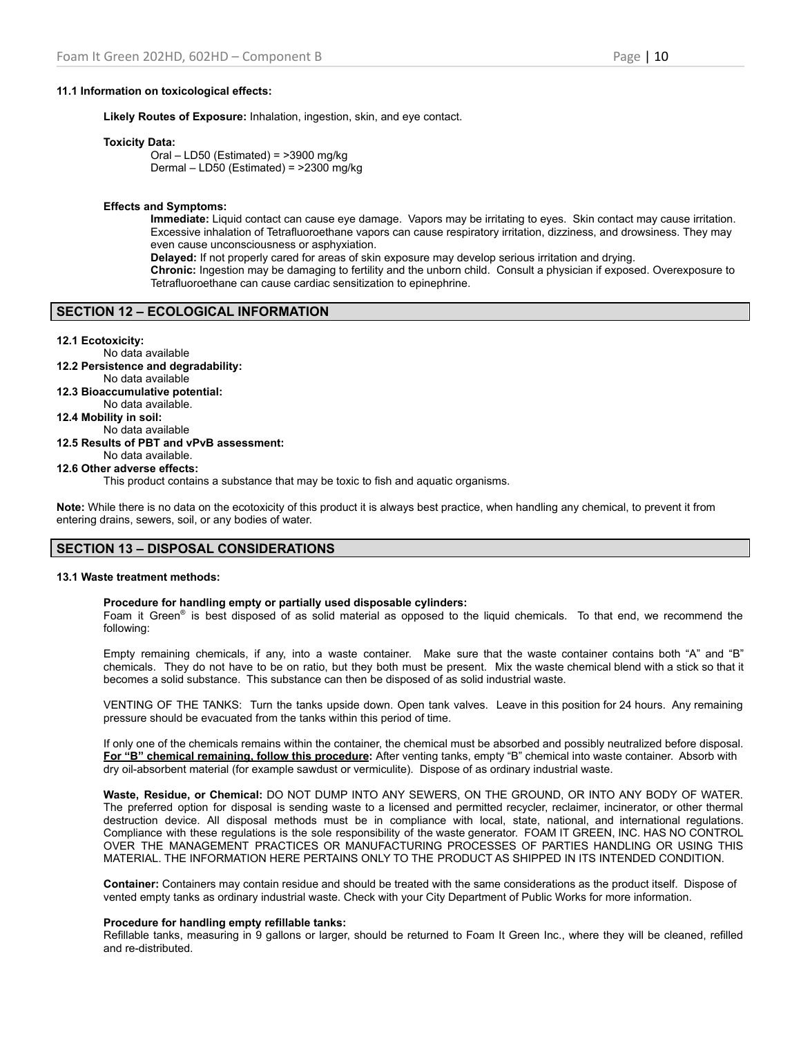**11.1 Information on toxicological effects:**

**Likely Routes of Exposure:** Inhalation, ingestion, skin, and eye contact.

**Toxicity Data:**

Oral – LD50 (Estimated) = >3900 mg/kg
Dermal – LD50 (Estimated) = >2300 mg/kg

**Effects and Symptoms:**

**Immediate:** Liquid contact can cause eye damage. Vapors may be irritating to eyes. Skin contact may cause irritation. Excessive inhalation of Tetrafluoroethane vapors can cause respiratory irritation, dizziness, and drowsiness. They may even cause unconsciousness or asphyxiation.
**Delayed:** If not properly cared for areas of skin exposure may develop serious irritation and drying.
**Chronic:** Ingestion may be damaging to fertility and the unborn child. Consult a physician if exposed. Overexposure to Tetrafluoroethane can cause cardiac sensitization to epinephrine.

## SECTION 12 – ECOLOGICAL INFORMATION

**12.1 Ecotoxicity:**
No data available

**12.2 Persistence and degradability:**
No data available

**12.3 Bioaccumulative potential:**
No data available.

**12.4 Mobility in soil:**
No data available

**12.5 Results of PBT and vPvB assessment:**
No data available.

**12.6 Other adverse effects:**
This product contains a substance that may be toxic to fish and aquatic organisms.

**Note:** While there is no data on the ecotoxicity of this product it is always best practice, when handling any chemical, to prevent it from entering drains, sewers, soil, or any bodies of water.

## SECTION 13 – DISPOSAL CONSIDERATIONS

**13.1 Waste treatment methods:**

**Procedure for handling empty or partially used disposable cylinders:**
Foam it Green® is best disposed of as solid material as opposed to the liquid chemicals. To that end, we recommend the following:

Empty remaining chemicals, if any, into a waste container. Make sure that the waste container contains both "A" and "B" chemicals. They do not have to be on ratio, but they both must be present. Mix the waste chemical blend with a stick so that it becomes a solid substance. This substance can then be disposed of as solid industrial waste.

VENTING OF THE TANKS: Turn the tanks upside down. Open tank valves. Leave in this position for 24 hours. Any remaining pressure should be evacuated from the tanks within this period of time.

If only one of the chemicals remains within the container, the chemical must be absorbed and possibly neutralized before disposal. **For "B" chemical remaining, follow this procedure:** After venting tanks, empty "B" chemical into waste container. Absorb with dry oil-absorbent material (for example sawdust or vermiculite). Dispose of as ordinary industrial waste.

**Waste, Residue, or Chemical:** DO NOT DUMP INTO ANY SEWERS, ON THE GROUND, OR INTO ANY BODY OF WATER. The preferred option for disposal is sending waste to a licensed and permitted recycler, reclaimer, incinerator, or other thermal destruction device. All disposal methods must be in compliance with local, state, national, and international regulations. Compliance with these regulations is the sole responsibility of the waste generator. FOAM IT GREEN, INC. HAS NO CONTROL OVER THE MANAGEMENT PRACTICES OR MANUFACTURING PROCESSES OF PARTIES HANDLING OR USING THIS MATERIAL. THE INFORMATION HERE PERTAINS ONLY TO THE PRODUCT AS SHIPPED IN ITS INTENDED CONDITION.

**Container:** Containers may contain residue and should be treated with the same considerations as the product itself. Dispose of vented empty tanks as ordinary industrial waste. Check with your City Department of Public Works for more information.

**Procedure for handling empty refillable tanks:**
Refillable tanks, measuring in 9 gallons or larger, should be returned to Foam It Green Inc., where they will be cleaned, refilled and re-distributed.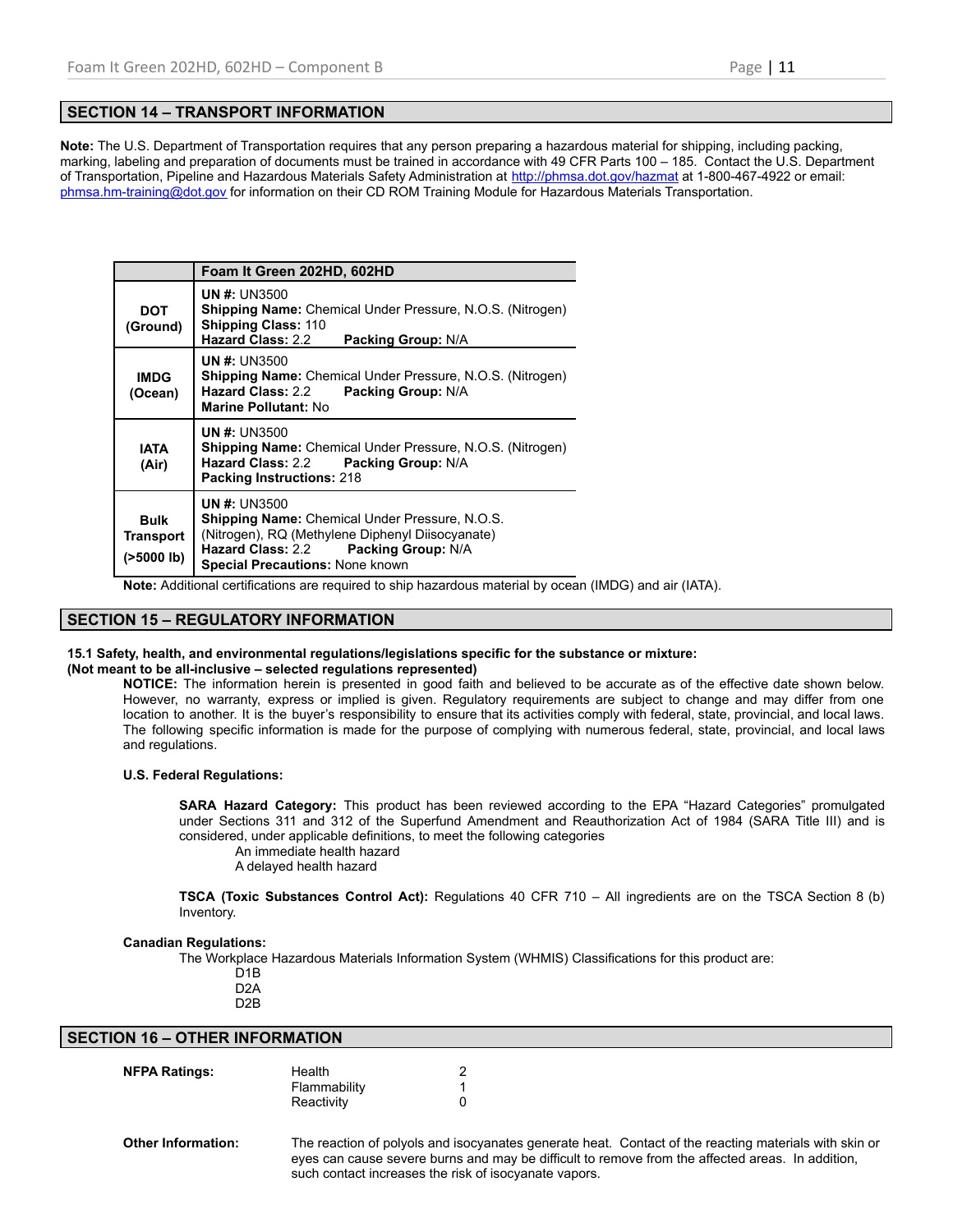## SECTION 14 – TRANSPORT INFORMATION

**Note:** The U.S. Department of Transportation requires that any person preparing a hazardous material for shipping, including packing, marking, labeling and preparation of documents must be trained in accordance with 49 CFR Parts 100 – 185. Contact the U.S. Department of Transportation, Pipeline and Hazardous Materials Safety Administration at http://phmsa.dot.gov/hazmat at 1-800-467-4922 or email: phmsa.hm-training@dot.gov for information on their CD ROM Training Module for Hazardous Materials Transportation.

| | Foam It Green 202HD, 602HD |
|---|---|
| **DOT (Ground)** | **UN #:** UN3500<br>**Shipping Name:** Chemical Under Pressure, N.O.S. (Nitrogen)<br>**Shipping Class:** 110<br>**Hazard Class:** 2.2 **Packing Group:** N/A |
| **IMDG (Ocean)** | **UN #:** UN3500<br>**Shipping Name:** Chemical Under Pressure, N.O.S. (Nitrogen)<br>**Hazard Class:** 2.2 **Packing Group:** N/A<br>**Marine Pollutant:** No |
| **IATA (Air)** | **UN #:** UN3500<br>**Shipping Name:** Chemical Under Pressure, N.O.S. (Nitrogen)<br>**Hazard Class:** 2.2 **Packing Group:** N/A<br>**Packing Instructions:** 218 |
| **Bulk Transport (>5000 lb)** | **UN #:** UN3500<br>**Shipping Name:** Chemical Under Pressure, N.O.S. (Nitrogen), RQ (Methylene Diphenyl Diisocyanate)<br>**Hazard Class:** 2.2 **Packing Group:** N/A<br>**Special Precautions:** None known |

**Note:** Additional certifications are required to ship hazardous material by ocean (IMDG) and air (IATA).

## SECTION 15 – REGULATORY INFORMATION

**15.1 Safety, health, and environmental regulations/legislations specific for the substance or mixture:**
**(Not meant to be all-inclusive – selected regulations represented)**

**NOTICE:** The information herein is presented in good faith and believed to be accurate as of the effective date shown below. However, no warranty, express or implied is given. Regulatory requirements are subject to change and may differ from one location to another. It is the buyer's responsibility to ensure that its activities comply with federal, state, provincial, and local laws. The following specific information is made for the purpose of complying with numerous federal, state, provincial, and local laws and regulations.

**U.S. Federal Regulations:**

**SARA Hazard Category:** This product has been reviewed according to the EPA "Hazard Categories" promulgated under Sections 311 and 312 of the Superfund Amendment and Reauthorization Act of 1984 (SARA Title III) and is considered, under applicable definitions, to meet the following categories

An immediate health hazard
A delayed health hazard

**TSCA (Toxic Substances Control Act):** Regulations 40 CFR 710 – All ingredients are on the TSCA Section 8 (b) Inventory.

**Canadian Regulations:**

The Workplace Hazardous Materials Information System (WHMIS) Classifications for this product are:

D1B
D2A
D2B

## SECTION 16 – OTHER INFORMATION

| **NFPA Ratings:** | | |
|---|---|---|
| | Health | 2 |
| | Flammability | 1 |
| | Reactivity | 0 |

**Other Information:** The reaction of polyols and isocyanates generate heat. Contact of the reacting materials with skin or eyes can cause severe burns and may be difficult to remove from the affected areas. In addition, such contact increases the risk of isocyanate vapors.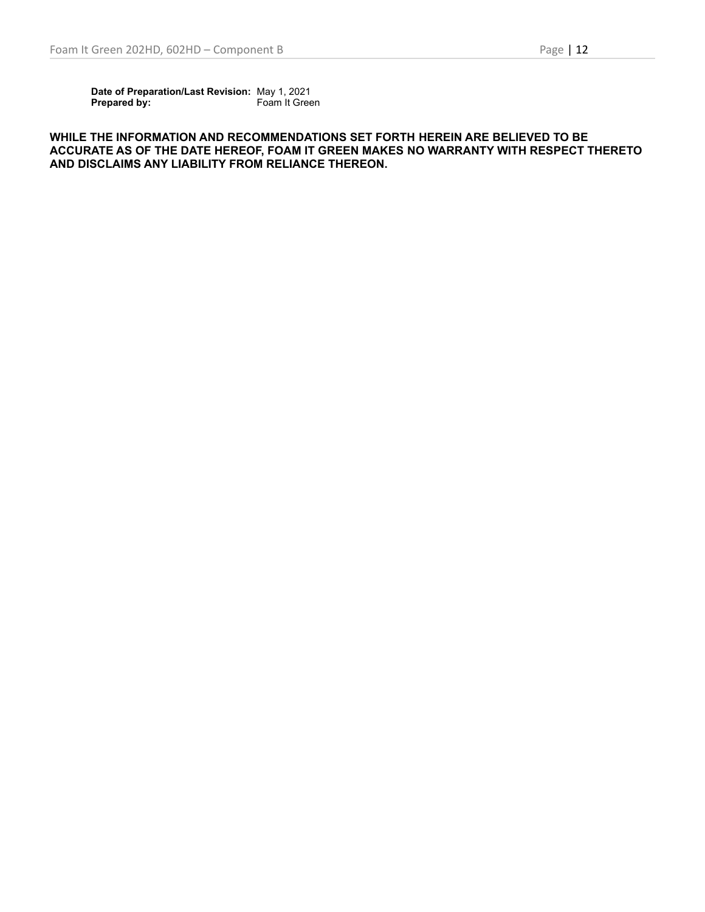**Date of Preparation/Last Revision:** May 1, 2021
**Prepared by:** Foam It Green

**WHILE THE INFORMATION AND RECOMMENDATIONS SET FORTH HEREIN ARE BELIEVED TO BE ACCURATE AS OF THE DATE HEREOF, FOAM IT GREEN MAKES NO WARRANTY WITH RESPECT THERETO AND DISCLAIMS ANY LIABILITY FROM RELIANCE THEREON.**